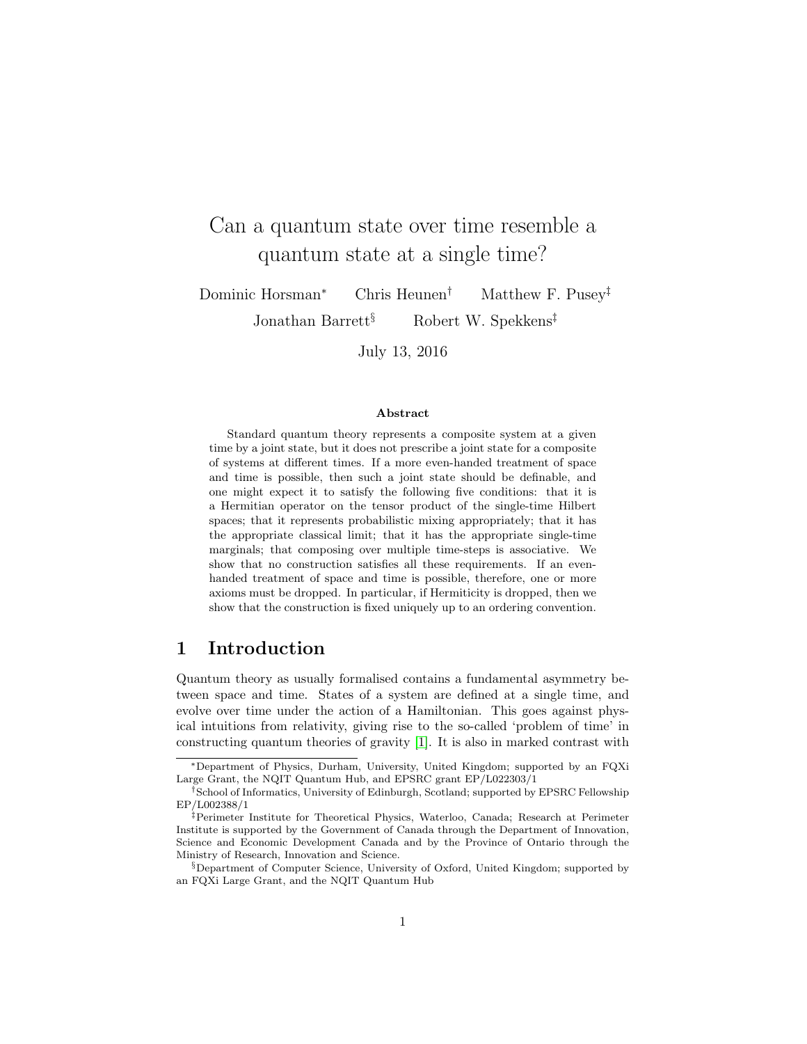# Can a quantum state over time resemble a quantum state at a single time?

Dominic Horsman* Chris Heunen† Matthew F. Pusey‡ Jonathan Barrett§ Robert W. Spekkens‡

July 13, 2016

### Abstract

Standard quantum theory represents a composite system at a given time by a joint state, but it does not prescribe a joint state for a composite of systems at different times. If a more even-handed treatment of space and time is possible, then such a joint state should be definable, and one might expect it to satisfy the following five conditions: that it is a Hermitian operator on the tensor product of the single-time Hilbert spaces; that it represents probabilistic mixing appropriately; that it has the appropriate classical limit; that it has the appropriate single-time marginals; that composing over multiple time-steps is associative. We show that no construction satisfies all these requirements. If an even-handed treatment of space and time is possible, therefore, one or more axioms must be dropped. In particular, if Hermiticity is dropped, then we show that the construction is fixed uniquely up to an ordering convention.

## 1 Introduction

Quantum theory as usually formalised contains a fundamental asymmetry between space and time. States of a system are defined at a single time, and evolve over time under the action of a Hamiltonian. This goes against physical intuitions from relativity, giving rise to the so-called 'problem of time' in constructing quantum theories of gravity [1]. It is also in marked contrast with

---

*Department of Physics, Durham, University, United Kingdom; supported by an FQXi Large Grant, the NQIT Quantum Hub, and EPSRC grant EP/L022303/1

†School of Informatics, University of Edinburgh, Scotland; supported by EPSRC Fellowship EP/L002388/1

‡Perimeter Institute for Theoretical Physics, Waterloo, Canada; Research at Perimeter Institute is supported by the Government of Canada through the Department of Innovation, Science and Economic Development Canada and by the Province of Ontario through the Ministry of Research, Innovation and Science.

§Department of Computer Science, University of Oxford, United Kingdom; supported by an FQXi Large Grant, and the NQIT Quantum Hub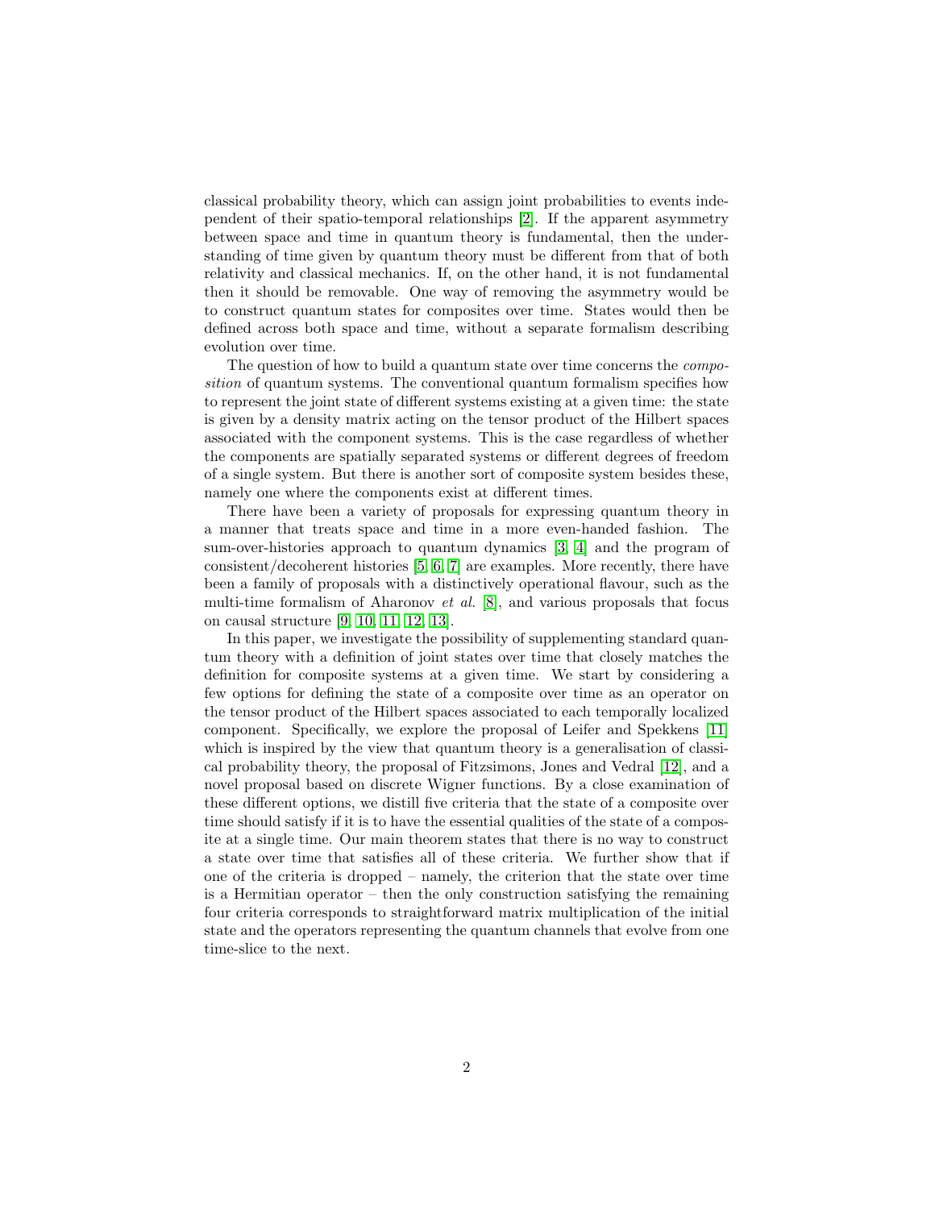classical probability theory, which can assign joint probabilities to events independent of their spatio-temporal relationships [2]. If the apparent asymmetry between space and time in quantum theory is fundamental, then the understanding of time given by quantum theory must be different from that of both relativity and classical mechanics. If, on the other hand, it is not fundamental then it should be removable. One way of removing the asymmetry would be to construct quantum states for composites over time. States would then be defined across both space and time, without a separate formalism describing evolution over time.

The question of how to build a quantum state over time concerns the *composition* of quantum systems. The conventional quantum formalism specifies how to represent the joint state of different systems existing at a given time: the state is given by a density matrix acting on the tensor product of the Hilbert spaces associated with the component systems. This is the case regardless of whether the components are spatially separated systems or different degrees of freedom of a single system. But there is another sort of composite system besides these, namely one where the components exist at different times.

There have been a variety of proposals for expressing quantum theory in a manner that treats space and time in a more even-handed fashion. The sum-over-histories approach to quantum dynamics [3, 4] and the program of consistent/decoherent histories [5, 6, 7] are examples. More recently, there have been a family of proposals with a distinctively operational flavour, such as the multi-time formalism of Aharonov *et al.* [8], and various proposals that focus on causal structure [9, 10, 11, 12, 13].

In this paper, we investigate the possibility of supplementing standard quantum theory with a definition of joint states over time that closely matches the definition for composite systems at a given time. We start by considering a few options for defining the state of a composite over time as an operator on the tensor product of the Hilbert spaces associated to each temporally localized component. Specifically, we explore the proposal of Leifer and Spekkens [11] which is inspired by the view that quantum theory is a generalisation of classical probability theory, the proposal of Fitzsimons, Jones and Vedral [12], and a novel proposal based on discrete Wigner functions. By a close examination of these different options, we distill five criteria that the state of a composite over time should satisfy if it is to have the essential qualities of the state of a composite at a single time. Our main theorem states that there is no way to construct a state over time that satisfies all of these criteria. We further show that if one of the criteria is dropped – namely, the criterion that the state over time is a Hermitian operator – then the only construction satisfying the remaining four criteria corresponds to straightforward matrix multiplication of the initial state and the operators representing the quantum channels that evolve from one time-slice to the next.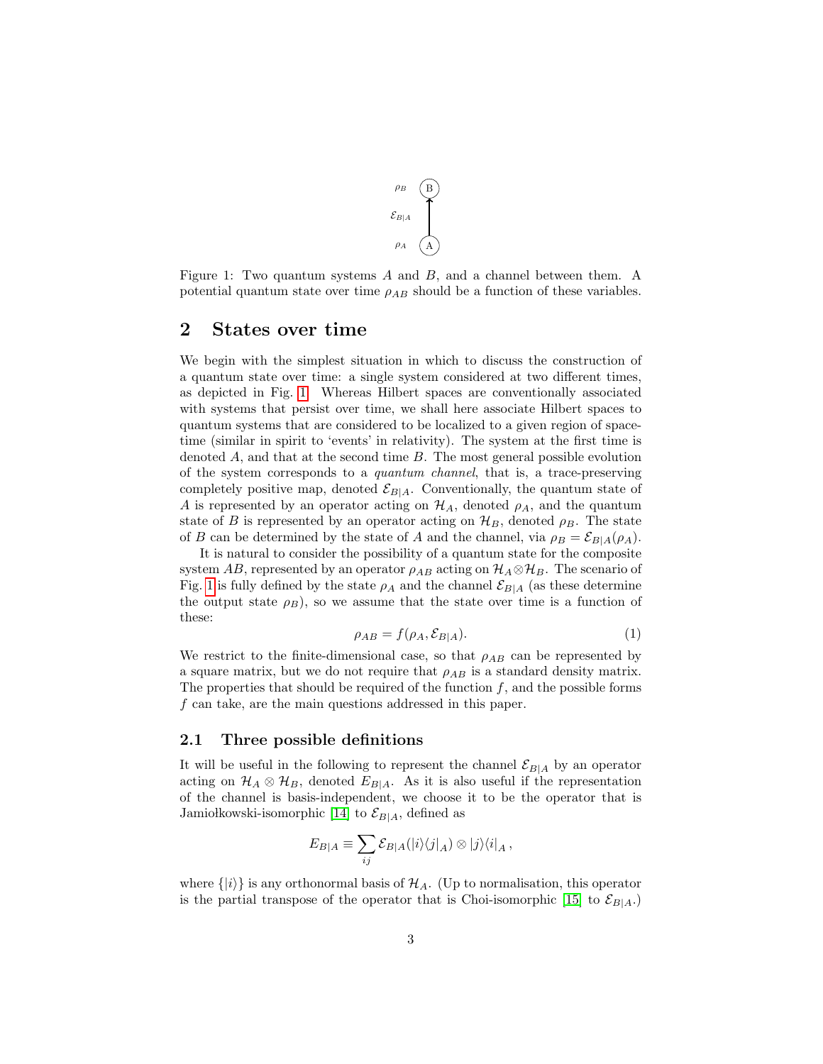Figure 1: Two quantum systems $A$ and $B$, and a channel between them. A potential quantum state over time $\rho_{AB}$ should be a function of these variables.

## 2 States over time

We begin with the simplest situation in which to discuss the construction of a quantum state over time: a single system considered at two different times, as depicted in Fig. 1. Whereas Hilbert spaces are conventionally associated with systems that persist over time, we shall here associate Hilbert spaces to quantum systems that are considered to be localized to a given region of space-time (similar in spirit to 'events' in relativity). The system at the first time is denoted $A$, and that at the second time $B$. The most general possible evolution of the system corresponds to a *quantum channel*, that is, a trace-preserving completely positive map, denoted $\mathcal{E}_{B|A}$. Conventionally, the quantum state of $A$ is represented by an operator acting on $\mathcal{H}_A$, denoted $\rho_A$, and the quantum state of $B$ is represented by an operator acting on $\mathcal{H}_B$, denoted $\rho_B$. The state of $B$ can be determined by the state of $A$ and the channel, via $\rho_B = \mathcal{E}_{B|A}(\rho_A)$.

It is natural to consider the possibility of a quantum state for the composite system $AB$, represented by an operator $\rho_{AB}$ acting on $\mathcal{H}_A \otimes \mathcal{H}_B$. The scenario of Fig. 1 is fully defined by the state $\rho_A$ and the channel $\mathcal{E}_{B|A}$ (as these determine the output state $\rho_B$), so we assume that the state over time is a function of these:

$$\rho_{AB} = f(\rho_A, \mathcal{E}_{B|A}). \tag{1}$$

We restrict to the finite-dimensional case, so that $\rho_{AB}$ can be represented by a square matrix, but we do not require that $\rho_{AB}$ is a standard density matrix. The properties that should be required of the function $f$, and the possible forms $f$ can take, are the main questions addressed in this paper.

### 2.1 Three possible definitions

It will be useful in the following to represent the channel $\mathcal{E}_{B|A}$ by an operator acting on $\mathcal{H}_A \otimes \mathcal{H}_B$, denoted $E_{B|A}$. As it is also useful if the representation of the channel is basis-independent, we choose it to be the operator that is Jamiołkowski-isomorphic [14] to $\mathcal{E}_{B|A}$, defined as

$$E_{B|A} \equiv \sum_{ij} \mathcal{E}_{B|A}(|i\rangle\langle j|_A) \otimes |j\rangle\langle i|_A \,,$$

where $\{|i\rangle\}$ is any orthonormal basis of $\mathcal{H}_A$. (Up to normalisation, this operator is the partial transpose of the operator that is Choi-isomorphic [15] to $\mathcal{E}_{B|A}$.)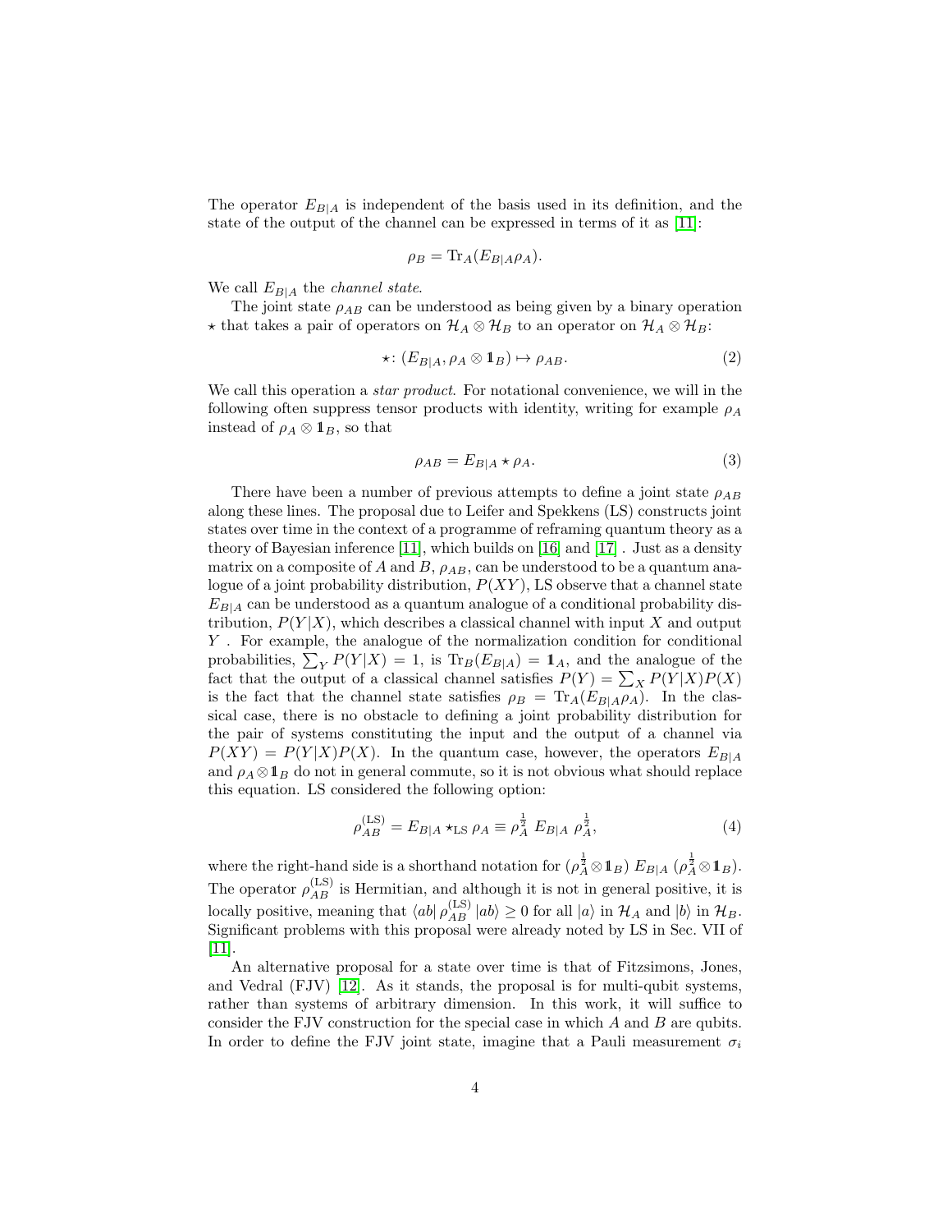The operator $E_{B|A}$ is independent of the basis used in its definition, and the state of the output of the channel can be expressed in terms of it as [11]:

$$\rho_B = \mathrm{Tr}_A(E_{B|A}\rho_A).$$

We call $E_{B|A}$ the *channel state*.

The joint state $\rho_{AB}$ can be understood as being given by a binary operation $\star$ that takes a pair of operators on $\mathcal{H}_A \otimes \mathcal{H}_B$ to an operator on $\mathcal{H}_A \otimes \mathcal{H}_B$:

$$\star\colon (E_{B|A}, \rho_A \otimes \mathbb{1}_B) \mapsto \rho_{AB}. \tag{2}$$

We call this operation a *star product*. For notational convenience, we will in the following often suppress tensor products with identity, writing for example $\rho_A$ instead of $\rho_A \otimes \mathbb{1}_B$, so that

$$\rho_{AB} = E_{B|A} \star \rho_A. \tag{3}$$

There have been a number of previous attempts to define a joint state $\rho_{AB}$ along these lines. The proposal due to Leifer and Spekkens (LS) constructs joint states over time in the context of a programme of reframing quantum theory as a theory of Bayesian inference [11], which builds on [16] and [17] . Just as a density matrix on a composite of $A$ and $B$, $\rho_{AB}$, can be understood to be a quantum analogue of a joint probability distribution, $P(XY)$, LS observe that a channel state $E_{B|A}$ can be understood as a quantum analogue of a conditional probability distribution, $P(Y|X)$, which describes a classical channel with input $X$ and output $Y$ . For example, the analogue of the normalization condition for conditional probabilities, $\sum_Y P(Y|X) = 1$, is $\mathrm{Tr}_B(E_{B|A}) = \mathbb{1}_A$, and the analogue of the fact that the output of a classical channel satisfies $P(Y) = \sum_X P(Y|X)P(X)$ is the fact that the channel state satisfies $\rho_B = \mathrm{Tr}_A(E_{B|A}\rho_A)$. In the classical case, there is no obstacle to defining a joint probability distribution for the pair of systems constituting the input and the output of a channel via $P(XY) = P(Y|X)P(X)$. In the quantum case, however, the operators $E_{B|A}$ and $\rho_A \otimes \mathbb{1}_B$ do not in general commute, so it is not obvious what should replace this equation. LS considered the following option:

$$\rho_{AB}^{(\mathrm{LS})} = E_{B|A} \star_{\mathrm{LS}} \rho_A \equiv \rho_A^{\frac{1}{2}}\ E_{B|A}\ \rho_A^{\frac{1}{2}}, \tag{4}$$

where the right-hand side is a shorthand notation for $(\rho_A^{\frac{1}{2}} \otimes \mathbb{1}_B)\ E_{B|A}\ (\rho_A^{\frac{1}{2}} \otimes \mathbb{1}_B)$. The operator $\rho_{AB}^{(\mathrm{LS})}$ is Hermitian, and although it is not in general positive, it is locally positive, meaning that $\langle ab|\,\rho_{AB}^{(\mathrm{LS})}\,|ab\rangle \geq 0$ for all $|a\rangle$ in $\mathcal{H}_A$ and $|b\rangle$ in $\mathcal{H}_B$. Significant problems with this proposal were already noted by LS in Sec. VII of [11].

An alternative proposal for a state over time is that of Fitzsimons, Jones, and Vedral (FJV) [12]. As it stands, the proposal is for multi-qubit systems, rather than systems of arbitrary dimension. In this work, it will suffice to consider the FJV construction for the special case in which $A$ and $B$ are qubits. In order to define the FJV joint state, imagine that a Pauli measurement $\sigma_i$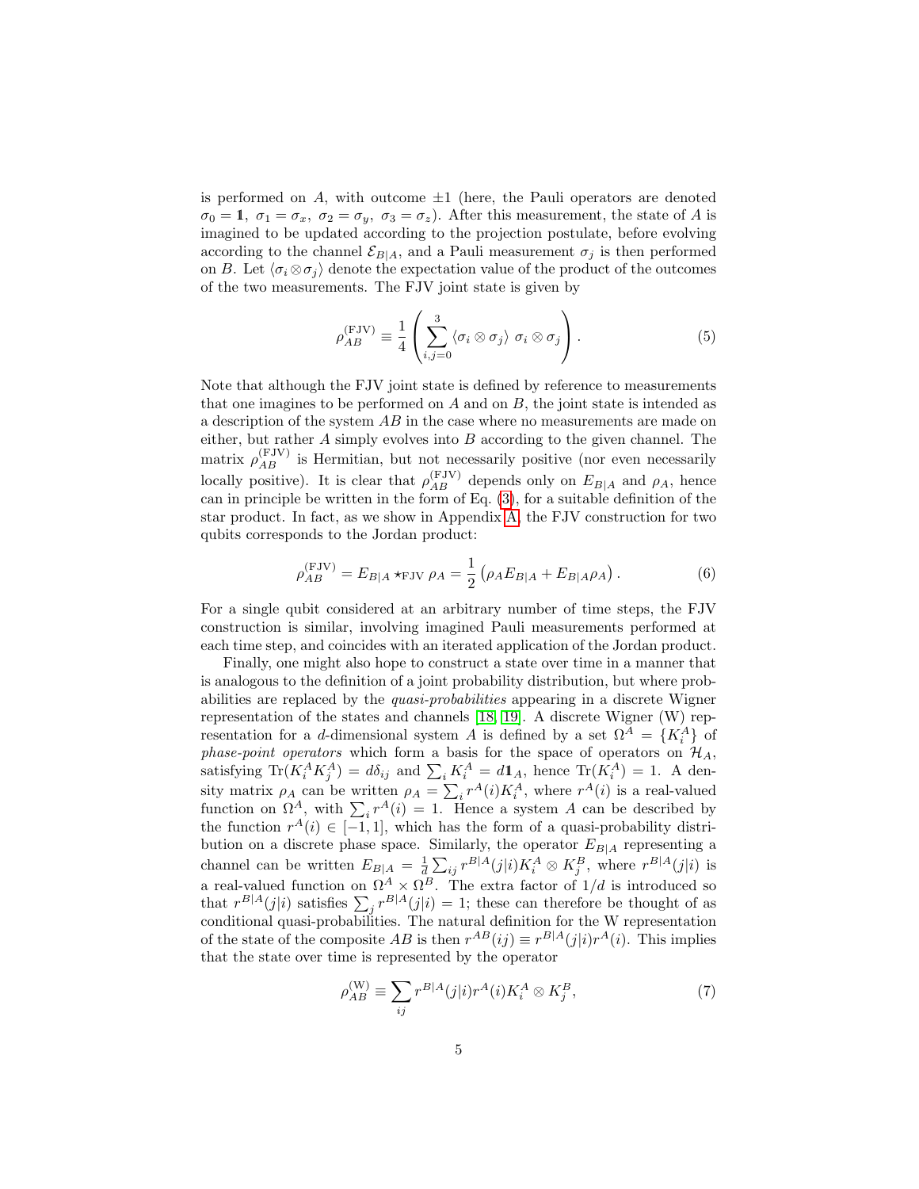is performed on $A$, with outcome $\pm 1$ (here, the Pauli operators are denoted $\sigma_0 = \mathbb{1},\ \sigma_1 = \sigma_x,\ \sigma_2 = \sigma_y,\ \sigma_3 = \sigma_z$). After this measurement, the state of $A$ is imagined to be updated according to the projection postulate, before evolving according to the channel $\mathcal{E}_{B|A}$, and a Pauli measurement $\sigma_j$ is then performed on $B$. Let $\langle \sigma_i \otimes \sigma_j \rangle$ denote the expectation value of the product of the outcomes of the two measurements. The FJV joint state is given by

$$\rho_{AB}^{(\mathrm{FJV})} \equiv \frac{1}{4} \left( \sum_{i,j=0}^{3} \langle \sigma_i \otimes \sigma_j \rangle \ \sigma_i \otimes \sigma_j \right). \tag{5}$$

Note that although the FJV joint state is defined by reference to measurements that one imagines to be performed on $A$ and on $B$, the joint state is intended as a description of the system $AB$ in the case where no measurements are made on either, but rather $A$ simply evolves into $B$ according to the given channel. The matrix $\rho_{AB}^{(\mathrm{FJV})}$ is Hermitian, but not necessarily positive (nor even necessarily locally positive). It is clear that $\rho_{AB}^{(\mathrm{FJV})}$ depends only on $E_{B|A}$ and $\rho_A$, hence can in principle be written in the form of Eq. (3), for a suitable definition of the star product. In fact, as we show in Appendix A, the FJV construction for two qubits corresponds to the Jordan product:

$$\rho_{AB}^{(\mathrm{FJV})} = E_{B|A} \star_{\mathrm{FJV}} \rho_A = \frac{1}{2} \left( \rho_A E_{B|A} + E_{B|A} \rho_A \right). \tag{6}$$

For a single qubit considered at an arbitrary number of time steps, the FJV construction is similar, involving imagined Pauli measurements performed at each time step, and coincides with an iterated application of the Jordan product.

Finally, one might also hope to construct a state over time in a manner that is analogous to the definition of a joint probability distribution, but where probabilities are replaced by the *quasi-probabilities* appearing in a discrete Wigner representation of the states and channels [18, 19]. A discrete Wigner (W) representation for a $d$-dimensional system $A$ is defined by a set $\Omega^A = \{K_i^A\}$ of *phase-point operators* which form a basis for the space of operators on $\mathcal{H}_A$, satisfying $\mathrm{Tr}(K_i^A K_j^A) = d\delta_{ij}$ and $\sum_i K_i^A = d\mathbb{1}_A$, hence $\mathrm{Tr}(K_i^A) = 1$. A density matrix $\rho_A$ can be written $\rho_A = \sum_i r^A(i) K_i^A$, where $r^A(i)$ is a real-valued function on $\Omega^A$, with $\sum_i r^A(i) = 1$. Hence a system $A$ can be described by the function $r^A(i) \in [-1, 1]$, which has the form of a quasi-probability distribution on a discrete phase space. Similarly, the operator $E_{B|A}$ representing a channel can be written $E_{B|A} = \frac{1}{d} \sum_{ij} r^{B|A}(j|i) K_i^A \otimes K_j^B$, where $r^{B|A}(j|i)$ is a real-valued function on $\Omega^A \times \Omega^B$. The extra factor of $1/d$ is introduced so that $r^{B|A}(j|i)$ satisfies $\sum_j r^{B|A}(j|i) = 1$; these can therefore be thought of as conditional quasi-probabilities. The natural definition for the W representation of the state of the composite $AB$ is then $r^{AB}(ij) \equiv r^{B|A}(j|i) r^A(i)$. This implies that the state over time is represented by the operator

$$\rho_{AB}^{(\mathrm{W})} \equiv \sum_{ij} r^{B|A}(j|i) r^A(i) K_i^A \otimes K_j^B, \tag{7}$$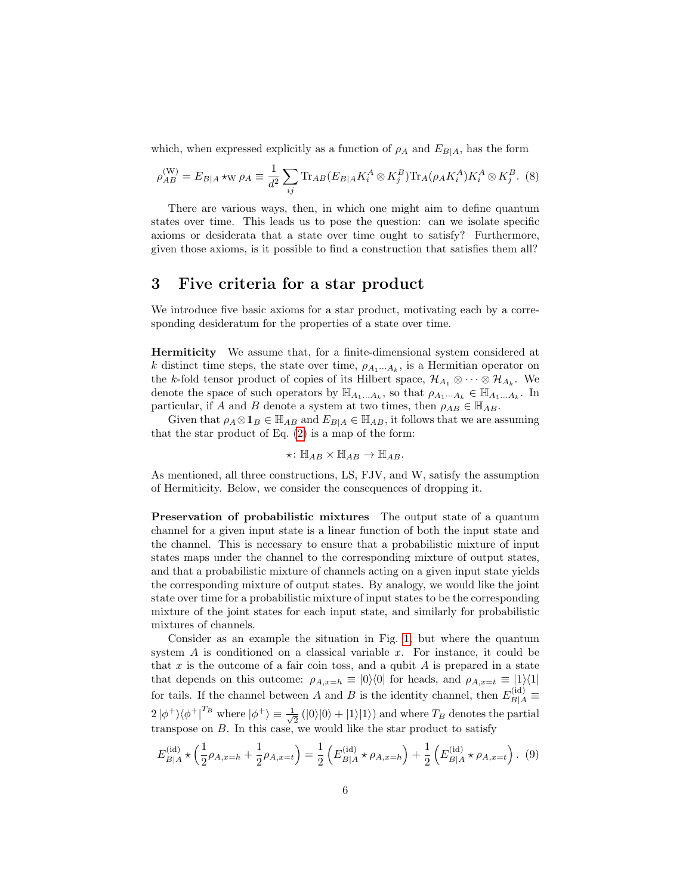which, when expressed explicitly as a function of $\rho_A$ and $E_{B|A}$, has the form

$$\rho_{AB}^{(\mathrm{W})} = E_{B|A} \star_{\mathrm{W}} \rho_A \equiv \frac{1}{d^2} \sum_{ij} \mathrm{Tr}_{AB}(E_{B|A} K_i^A \otimes K_j^B) \mathrm{Tr}_A(\rho_A K_i^A) K_i^A \otimes K_j^B. \quad (8)$$

There are various ways, then, in which one might aim to define quantum states over time. This leads us to pose the question: can we isolate specific axioms or desiderata that a state over time ought to satisfy? Furthermore, given those axioms, is it possible to find a construction that satisfies them all?

## 3 Five criteria for a star product

We introduce five basic axioms for a star product, motivating each by a corresponding desideratum for the properties of a state over time.

**Hermiticity** We assume that, for a finite-dimensional system considered at $k$ distinct time steps, the state over time, $\rho_{A_1 \cdots A_k}$, is a Hermitian operator on the $k$-fold tensor product of copies of its Hilbert space, $\mathcal{H}_{A_1} \otimes \cdots \otimes \mathcal{H}_{A_k}$. We denote the space of such operators by $\mathbb{H}_{A_1 \ldots A_k}$, so that $\rho_{A_1 \cdots A_k} \in \mathbb{H}_{A_1 \ldots A_k}$. In particular, if $A$ and $B$ denote a system at two times, then $\rho_{AB} \in \mathbb{H}_{AB}$.

Given that $\rho_A \otimes \mathbf{1}_B \in \mathbb{H}_{AB}$ and $E_{B|A} \in \mathbb{H}_{AB}$, it follows that we are assuming that the star product of Eq. (2) is a map of the form:

$$\star \colon \mathbb{H}_{AB} \times \mathbb{H}_{AB} \to \mathbb{H}_{AB}.$$

As mentioned, all three constructions, LS, FJV, and W, satisfy the assumption of Hermiticity. Below, we consider the consequences of dropping it.

**Preservation of probabilistic mixtures** The output state of a quantum channel for a given input state is a linear function of both the input state and the channel. This is necessary to ensure that a probabilistic mixture of input states maps under the channel to the corresponding mixture of output states, and that a probabilistic mixture of channels acting on a given input state yields the corresponding mixture of output states. By analogy, we would like the joint state over time for a probabilistic mixture of input states to be the corresponding mixture of the joint states for each input state, and similarly for probabilistic mixtures of channels.

Consider as an example the situation in Fig. 1, but where the quantum system $A$ is conditioned on a classical variable $x$. For instance, it could be that $x$ is the outcome of a fair coin toss, and a qubit $A$ is prepared in a state that depends on this outcome: $\rho_{A,x=h} \equiv |0\rangle\langle 0|$ for heads, and $\rho_{A,x=t} \equiv |1\rangle\langle 1|$ for tails. If the channel between $A$ and $B$ is the identity channel, then $E_{B|A}^{(\mathrm{id})} \equiv 2\,|\phi^+\rangle\langle\phi^+|^{T_B}$ where $|\phi^+\rangle \equiv \frac{1}{\sqrt{2}}(|0\rangle|0\rangle + |1\rangle|1\rangle)$ and where $T_B$ denotes the partial transpose on $B$. In this case, we would like the star product to satisfy

$$E_{B|A}^{(\mathrm{id})} \star \left( \frac{1}{2} \rho_{A,x=h} + \frac{1}{2} \rho_{A,x=t} \right) = \frac{1}{2} \left( E_{B|A}^{(\mathrm{id})} \star \rho_{A,x=h} \right) + \frac{1}{2} \left( E_{B|A}^{(\mathrm{id})} \star \rho_{A,x=t} \right). \quad (9)$$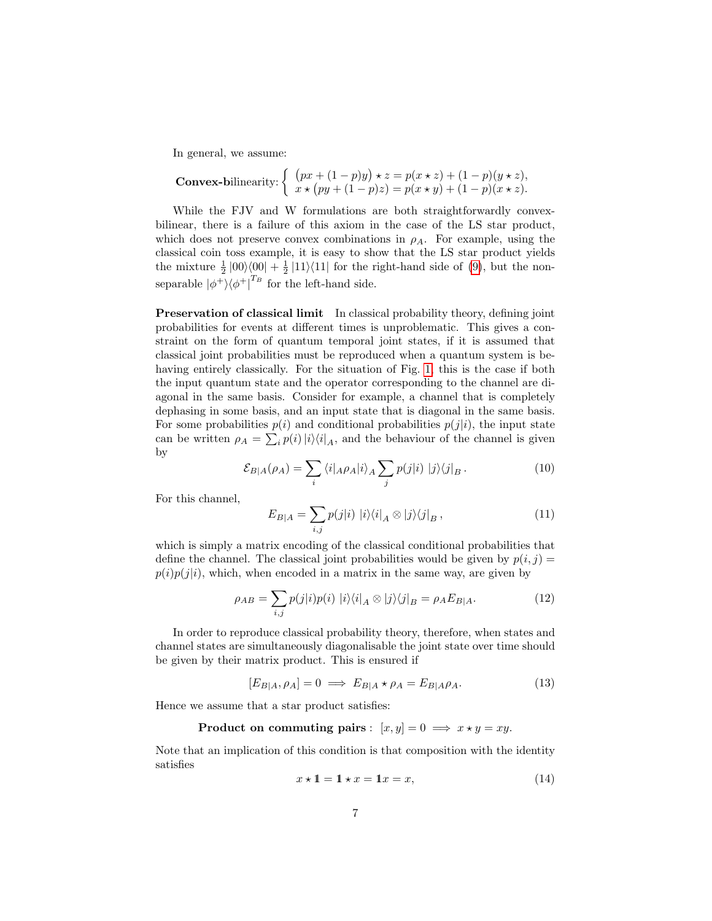In general, we assume:

$$\textbf{Convex-bilinearity:} \begin{cases} \big(px+(1-p)y\big)\star z = p(x\star z)+(1-p)(y\star z), \\ x\star \big(py+(1-p)z\big) = p(x\star y)+(1-p)(x\star z). \end{cases}$$

While the FJV and W formulations are both straightforwardly convex-bilinear, there is a failure of this axiom in the case of the LS star product, which does not preserve convex combinations in $\rho_A$. For example, using the classical coin toss example, it is easy to show that the LS star product yields the mixture $\frac{1}{2}|00\rangle\langle 00| + \frac{1}{2}|11\rangle\langle 11|$ for the right-hand side of (9), but the non-separable $|\phi^+\rangle\langle\phi^+|^{T_B}$ for the left-hand side.

**Preservation of classical limit** In classical probability theory, defining joint probabilities for events at different times is unproblematic. This gives a constraint on the form of quantum temporal joint states, if it is assumed that classical joint probabilities must be reproduced when a quantum system is behaving entirely classically. For the situation of Fig. 1, this is the case if both the input quantum state and the operator corresponding to the channel are diagonal in the same basis. Consider for example, a channel that is completely dephasing in some basis, and an input state that is diagonal in the same basis. For some probabilities $p(i)$ and conditional probabilities $p(j|i)$, the input state can be written $\rho_A = \sum_i p(i)\,|i\rangle\langle i|_A$, and the behaviour of the channel is given by

$$\mathcal{E}_{B|A}(\rho_A) = \sum_i \langle i|_A \rho_A |i\rangle_A \sum_j p(j|i)\ |j\rangle\langle j|_B\,. \tag{10}$$

For this channel,

$$E_{B|A} = \sum_{i,j} p(j|i)\ |i\rangle\langle i|_A \otimes |j\rangle\langle j|_B\,, \tag{11}$$

which is simply a matrix encoding of the classical conditional probabilities that define the channel. The classical joint probabilities would be given by $p(i,j) = p(i)p(j|i)$, which, when encoded in a matrix in the same way, are given by

$$\rho_{AB} = \sum_{i,j} p(j|i)p(i)\ |i\rangle\langle i|_A \otimes |j\rangle\langle j|_B = \rho_A E_{B|A}. \tag{12}$$

In order to reproduce classical probability theory, therefore, when states and channel states are simultaneously diagonalisable the joint state over time should be given by their matrix product. This is ensured if

$$[E_{B|A}, \rho_A] = 0 \implies E_{B|A} \star \rho_A = E_{B|A}\rho_A. \tag{13}$$

Hence we assume that a star product satisfies:

$$\textbf{Product on commuting pairs}: \ [x,y]=0 \implies x\star y = xy.$$

Note that an implication of this condition is that composition with the identity satisfies

$$x\star \mathbb{1} = \mathbb{1}\star x = \mathbb{1}x = x, \tag{14}$$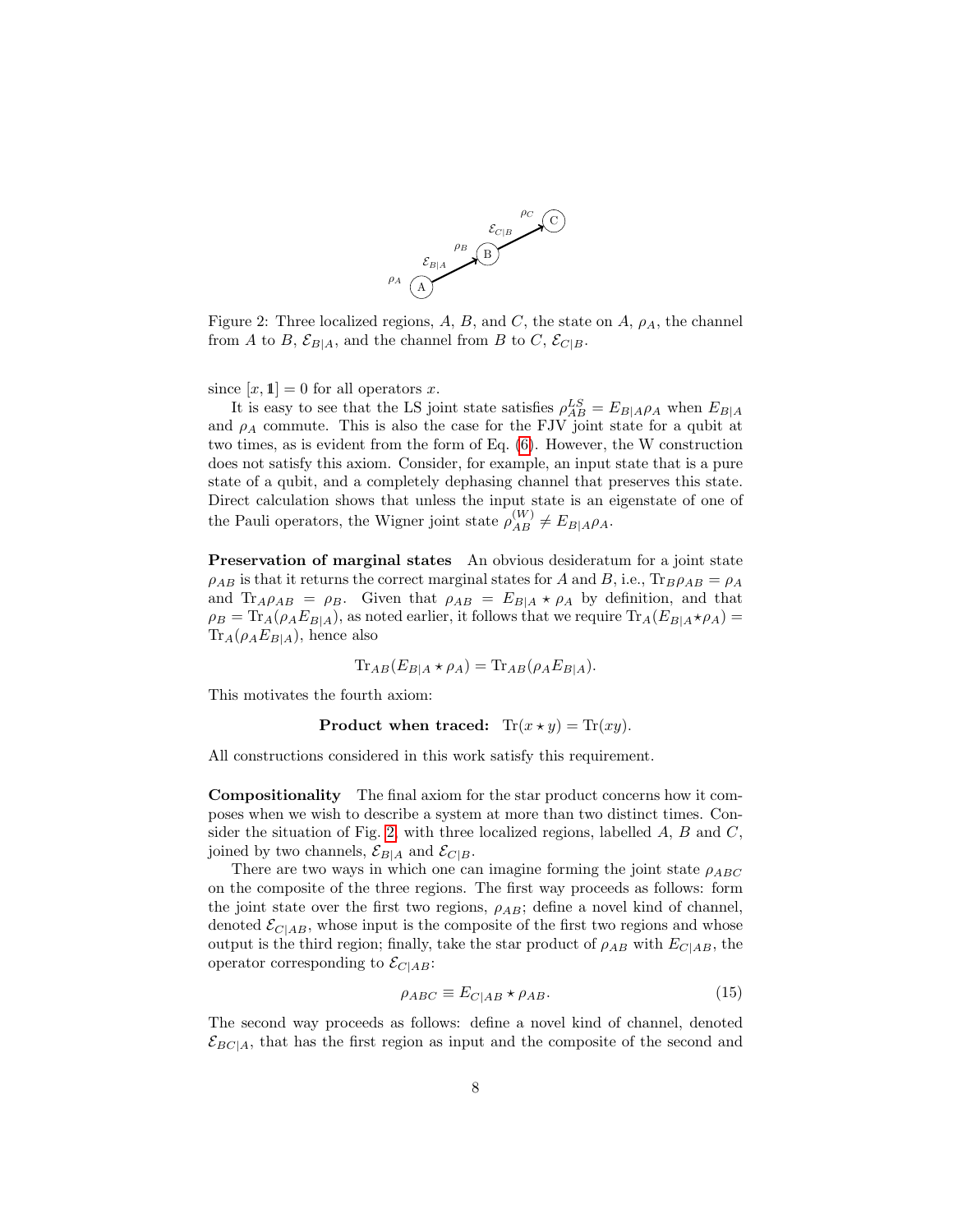Figure 2: Three localized regions, $A$, $B$, and $C$, the state on $A$, $\rho_A$, the channel from $A$ to $B$, $\mathcal{E}_{B|A}$, and the channel from $B$ to $C$, $\mathcal{E}_{C|B}$.

since $[x, \mathbb{1}] = 0$ for all operators $x$.

It is easy to see that the LS joint state satisfies $\rho_{AB}^{LS} = E_{B|A}\rho_A$ when $E_{B|A}$ and $\rho_A$ commute. This is also the case for the FJV joint state for a qubit at two times, as is evident from the form of Eq. (6). However, the W construction does not satisfy this axiom. Consider, for example, an input state that is a pure state of a qubit, and a completely dephasing channel that preserves this state. Direct calculation shows that unless the input state is an eigenstate of one of the Pauli operators, the Wigner joint state $\rho_{AB}^{(W)} \neq E_{B|A}\rho_A$.

**Preservation of marginal states** An obvious desideratum for a joint state $\rho_{AB}$ is that it returns the correct marginal states for $A$ and $B$, i.e., $\text{Tr}_B \rho_{AB} = \rho_A$ and $\text{Tr}_A \rho_{AB} = \rho_B$. Given that $\rho_{AB} = E_{B|A} \star \rho_A$ by definition, and that $\rho_B = \text{Tr}_A(\rho_A E_{B|A})$, as noted earlier, it follows that we require $\text{Tr}_A(E_{B|A} \star \rho_A) = \text{Tr}_A(\rho_A E_{B|A})$, hence also

$$\text{Tr}_{AB}(E_{B|A} \star \rho_A) = \text{Tr}_{AB}(\rho_A E_{B|A}).$$

This motivates the fourth axiom:

**Product when traced:** $\text{Tr}(x \star y) = \text{Tr}(xy)$.

All constructions considered in this work satisfy this requirement.

**Compositionality** The final axiom for the star product concerns how it composes when we wish to describe a system at more than two distinct times. Consider the situation of Fig. 2, with three localized regions, labelled $A$, $B$ and $C$, joined by two channels, $\mathcal{E}_{B|A}$ and $\mathcal{E}_{C|B}$.

There are two ways in which one can imagine forming the joint state $\rho_{ABC}$ on the composite of the three regions. The first way proceeds as follows: form the joint state over the first two regions, $\rho_{AB}$; define a novel kind of channel, denoted $\mathcal{E}_{C|AB}$, whose input is the composite of the first two regions and whose output is the third region; finally, take the star product of $\rho_{AB}$ with $E_{C|AB}$, the operator corresponding to $\mathcal{E}_{C|AB}$:

$$\rho_{ABC} \equiv E_{C|AB} \star \rho_{AB}. \tag{15}$$

The second way proceeds as follows: define a novel kind of channel, denoted $\mathcal{E}_{BC|A}$, that has the first region as input and the composite of the second and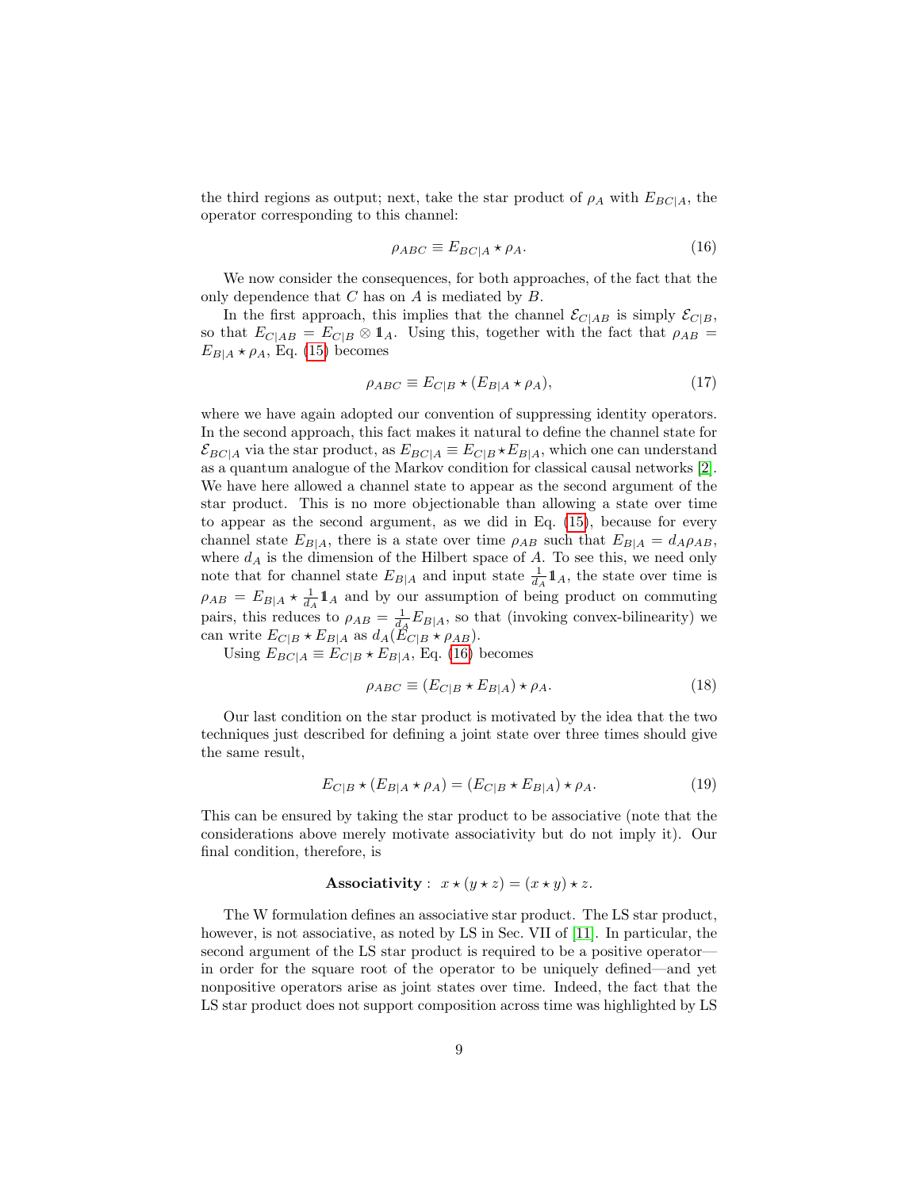the third regions as output; next, take the star product of $\rho_A$ with $E_{BC|A}$, the operator corresponding to this channel:

$$\rho_{ABC} \equiv E_{BC|A} \star \rho_A. \tag{16}$$

We now consider the consequences, for both approaches, of the fact that the only dependence that $C$ has on $A$ is mediated by $B$.

In the first approach, this implies that the channel $\mathcal{E}_{C|AB}$ is simply $\mathcal{E}_{C|B}$, so that $E_{C|AB} = E_{C|B} \otimes \mathbb{1}_A$. Using this, together with the fact that $\rho_{AB} = E_{B|A} \star \rho_A$, Eq. (15) becomes

$$\rho_{ABC} \equiv E_{C|B} \star (E_{B|A} \star \rho_A), \tag{17}$$

where we have again adopted our convention of suppressing identity operators. In the second approach, this fact makes it natural to define the channel state for $\mathcal{E}_{BC|A}$ via the star product, as $E_{BC|A} \equiv E_{C|B} \star E_{B|A}$, which one can understand as a quantum analogue of the Markov condition for classical causal networks [2]. We have here allowed a channel state to appear as the second argument of the star product. This is no more objectionable than allowing a state over time to appear as the second argument, as we did in Eq. (15), because for every channel state $E_{B|A}$, there is a state over time $\rho_{AB}$ such that $E_{B|A} = d_A \rho_{AB}$, where $d_A$ is the dimension of the Hilbert space of $A$. To see this, we need only note that for channel state $E_{B|A}$ and input state $\frac{1}{d_A}\mathbb{1}_A$, the state over time is $\rho_{AB} = E_{B|A} \star \frac{1}{d_A}\mathbb{1}_A$ and by our assumption of being product on commuting pairs, this reduces to $\rho_{AB} = \frac{1}{d_A} E_{B|A}$, so that (invoking convex-bilinearity) we can write $E_{C|B} \star E_{B|A}$ as $d_A (E_{C|B} \star \rho_{AB})$.

Using $E_{BC|A} \equiv E_{C|B} \star E_{B|A}$, Eq. (16) becomes

$$\rho_{ABC} \equiv (E_{C|B} \star E_{B|A}) \star \rho_A. \tag{18}$$

Our last condition on the star product is motivated by the idea that the two techniques just described for defining a joint state over three times should give the same result,

$$E_{C|B} \star (E_{B|A} \star \rho_A) = (E_{C|B} \star E_{B|A}) \star \rho_A. \tag{19}$$

This can be ensured by taking the star product to be associative (note that the considerations above merely motivate associativity but do not imply it). Our final condition, therefore, is

**Associativity** : $x \star (y \star z) = (x \star y) \star z.$

The W formulation defines an associative star product. The LS star product, however, is not associative, as noted by LS in Sec. VII of [11]. In particular, the second argument of the LS star product is required to be a positive operator—in order for the square root of the operator to be uniquely defined—and yet nonpositive operators arise as joint states over time. Indeed, the fact that the LS star product does not support composition across time was highlighted by LS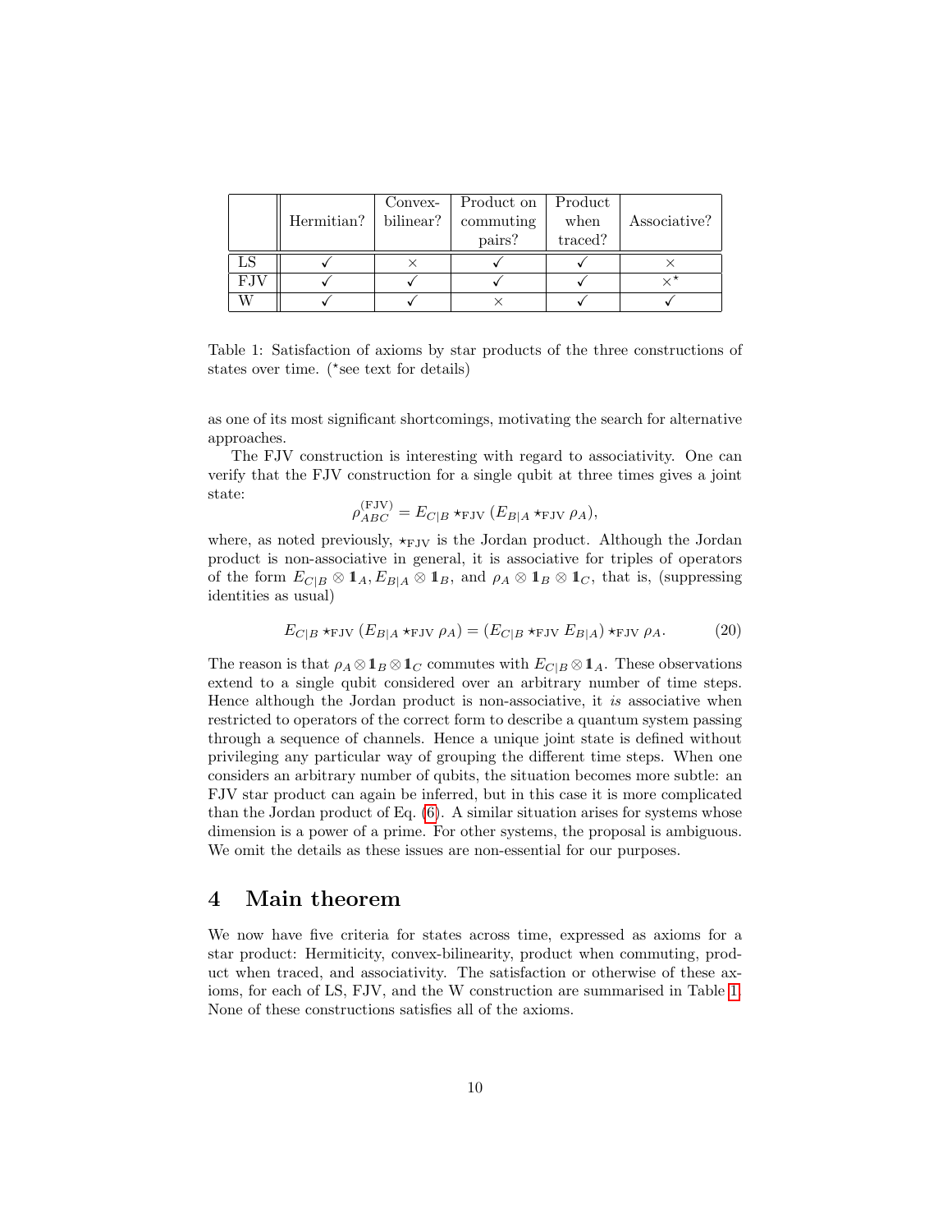| | Hermitian? | Convex-bilinear? | Product on commuting pairs? | Product when traced? | Associative? |
|---|---|---|---|---|---|
| LS | ✓ | × | ✓ | ✓ | × |
| FJV | ✓ | ✓ | ✓ | ✓ | ×* |
| W | ✓ | ✓ | × | ✓ | ✓ |

Table 1: Satisfaction of axioms by star products of the three constructions of states over time. (*see text for details)

as one of its most significant shortcomings, motivating the search for alternative approaches.

The FJV construction is interesting with regard to associativity. One can verify that the FJV construction for a single qubit at three times gives a joint state:

$$\rho_{ABC}^{(\mathrm{FJV})} = E_{C|B} \star_{\mathrm{FJV}} (E_{B|A} \star_{\mathrm{FJV}} \rho_A),$$

where, as noted previously, $\star_{\mathrm{FJV}}$ is the Jordan product. Although the Jordan product is non-associative in general, it is associative for triples of operators of the form $E_{C|B} \otimes \mathbb{1}_A, E_{B|A} \otimes \mathbb{1}_B$, and $\rho_A \otimes \mathbb{1}_B \otimes \mathbb{1}_C$, that is, (suppressing identities as usual)

$$E_{C|B} \star_{\mathrm{FJV}} (E_{B|A} \star_{\mathrm{FJV}} \rho_A) = (E_{C|B} \star_{\mathrm{FJV}} E_{B|A}) \star_{\mathrm{FJV}} \rho_A. \tag{20}$$

The reason is that $\rho_A \otimes \mathbb{1}_B \otimes \mathbb{1}_C$ commutes with $E_{C|B} \otimes \mathbb{1}_A$. These observations extend to a single qubit considered over an arbitrary number of time steps. Hence although the Jordan product is non-associative, it *is* associative when restricted to operators of the correct form to describe a quantum system passing through a sequence of channels. Hence a unique joint state is defined without privileging any particular way of grouping the different time steps. When one considers an arbitrary number of qubits, the situation becomes more subtle: an FJV star product can again be inferred, but in this case it is more complicated than the Jordan product of Eq. (6). A similar situation arises for systems whose dimension is a power of a prime. For other systems, the proposal is ambiguous. We omit the details as these issues are non-essential for our purposes.

## 4 Main theorem

We now have five criteria for states across time, expressed as axioms for a star product: Hermiticity, convex-bilinearity, product when commuting, product when traced, and associativity. The satisfaction or otherwise of these axioms, for each of LS, FJV, and the W construction are summarised in Table 1. None of these constructions satisfies all of the axioms.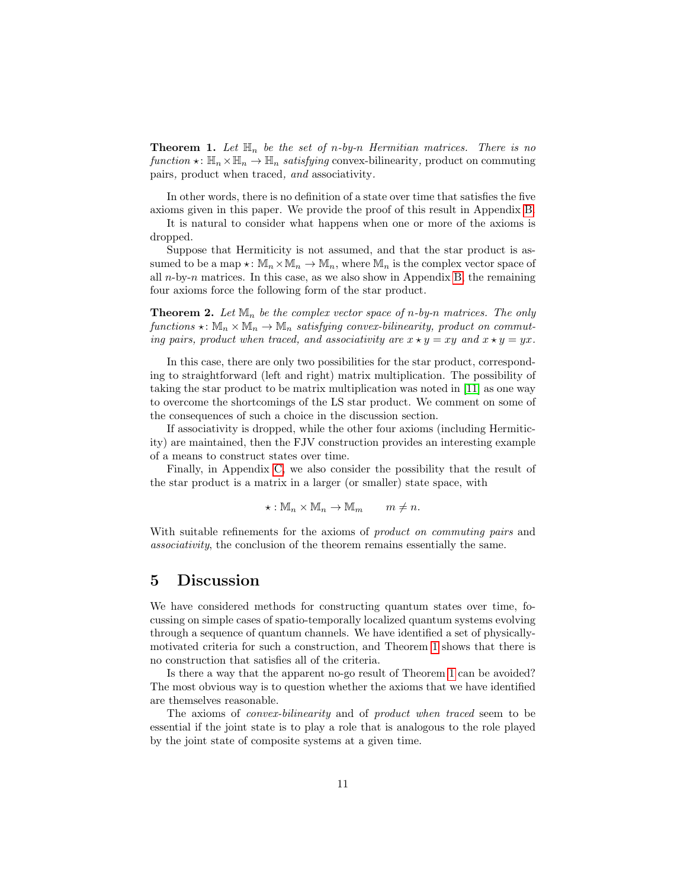**Theorem 1.** *Let $\mathbb{H}_n$ be the set of n-by-n Hermitian matrices. There is no function $\star\colon \mathbb{H}_n \times \mathbb{H}_n \to \mathbb{H}_n$ satisfying* convex-bilinearity*,* product on commuting pairs*,* product when traced*, and* associativity*.*

In other words, there is no definition of a state over time that satisfies the five axioms given in this paper. We provide the proof of this result in Appendix B.

It is natural to consider what happens when one or more of the axioms is dropped.

Suppose that Hermiticity is not assumed, and that the star product is assumed to be a map $\star\colon \mathbb{M}_n \times \mathbb{M}_n \to \mathbb{M}_n$, where $\mathbb{M}_n$ is the complex vector space of all $n$-by-$n$ matrices. In this case, as we also show in Appendix B, the remaining four axioms force the following form of the star product.

**Theorem 2.** *Let $\mathbb{M}_n$ be the complex vector space of n-by-n matrices. The only functions $\star\colon \mathbb{M}_n \times \mathbb{M}_n \to \mathbb{M}_n$ satisfying convex-bilinearity, product on commuting pairs, product when traced, and associativity are $x \star y = xy$ and $x \star y = yx$.*

In this case, there are only two possibilities for the star product, corresponding to straightforward (left and right) matrix multiplication. The possibility of taking the star product to be matrix multiplication was noted in [11] as one way to overcome the shortcomings of the LS star product. We comment on some of the consequences of such a choice in the discussion section.

If associativity is dropped, while the other four axioms (including Hermiticity) are maintained, then the FJV construction provides an interesting example of a means to construct states over time.

Finally, in Appendix C, we also consider the possibility that the result of the star product is a matrix in a larger (or smaller) state space, with

$$\star : \mathbb{M}_n \times \mathbb{M}_n \to \mathbb{M}_m \qquad m \neq n.$$

With suitable refinements for the axioms of *product on commuting pairs* and *associativity*, the conclusion of the theorem remains essentially the same.

## 5 Discussion

We have considered methods for constructing quantum states over time, focussing on simple cases of spatio-temporally localized quantum systems evolving through a sequence of quantum channels. We have identified a set of physically-motivated criteria for such a construction, and Theorem 1 shows that there is no construction that satisfies all of the criteria.

Is there a way that the apparent no-go result of Theorem 1 can be avoided? The most obvious way is to question whether the axioms that we have identified are themselves reasonable.

The axioms of *convex-bilinearity* and of *product when traced* seem to be essential if the joint state is to play a role that is analogous to the role played by the joint state of composite systems at a given time.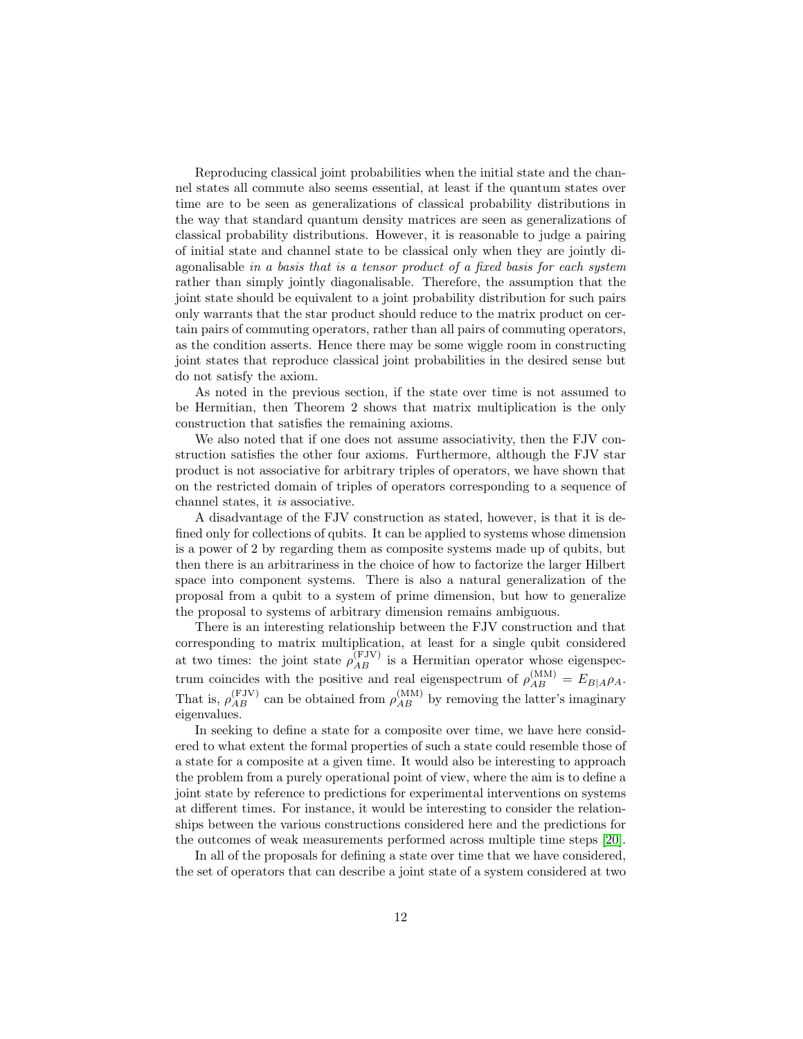Reproducing classical joint probabilities when the initial state and the channel states all commute also seems essential, at least if the quantum states over time are to be seen as generalizations of classical probability distributions in the way that standard quantum density matrices are seen as generalizations of classical probability distributions. However, it is reasonable to judge a pairing of initial state and channel state to be classical only when they are jointly diagonalisable *in a basis that is a tensor product of a fixed basis for each system* rather than simply jointly diagonalisable. Therefore, the assumption that the joint state should be equivalent to a joint probability distribution for such pairs only warrants that the star product should reduce to the matrix product on certain pairs of commuting operators, rather than all pairs of commuting operators, as the condition asserts. Hence there may be some wiggle room in constructing joint states that reproduce classical joint probabilities in the desired sense but do not satisfy the axiom.

As noted in the previous section, if the state over time is not assumed to be Hermitian, then Theorem 2 shows that matrix multiplication is the only construction that satisfies the remaining axioms.

We also noted that if one does not assume associativity, then the FJV construction satisfies the other four axioms. Furthermore, although the FJV star product is not associative for arbitrary triples of operators, we have shown that on the restricted domain of triples of operators corresponding to a sequence of channel states, it *is* associative.

A disadvantage of the FJV construction as stated, however, is that it is defined only for collections of qubits. It can be applied to systems whose dimension is a power of 2 by regarding them as composite systems made up of qubits, but then there is an arbitrariness in the choice of how to factorize the larger Hilbert space into component systems. There is also a natural generalization of the proposal from a qubit to a system of prime dimension, but how to generalize the proposal to systems of arbitrary dimension remains ambiguous.

There is an interesting relationship between the FJV construction and that corresponding to matrix multiplication, at least for a single qubit considered at two times: the joint state $\rho_{AB}^{(\mathrm{FJV})}$ is a Hermitian operator whose eigenspectrum coincides with the positive and real eigenspectrum of $\rho_{AB}^{(\mathrm{MM})} = E_{B|A}\rho_A$. That is, $\rho_{AB}^{(\mathrm{FJV})}$ can be obtained from $\rho_{AB}^{(\mathrm{MM})}$ by removing the latter's imaginary eigenvalues.

In seeking to define a state for a composite over time, we have here considered to what extent the formal properties of such a state could resemble those of a state for a composite at a given time. It would also be interesting to approach the problem from a purely operational point of view, where the aim is to define a joint state by reference to predictions for experimental interventions on systems at different times. For instance, it would be interesting to consider the relationships between the various constructions considered here and the predictions for the outcomes of weak measurements performed across multiple time steps [20].

In all of the proposals for defining a state over time that we have considered, the set of operators that can describe a joint state of a system considered at two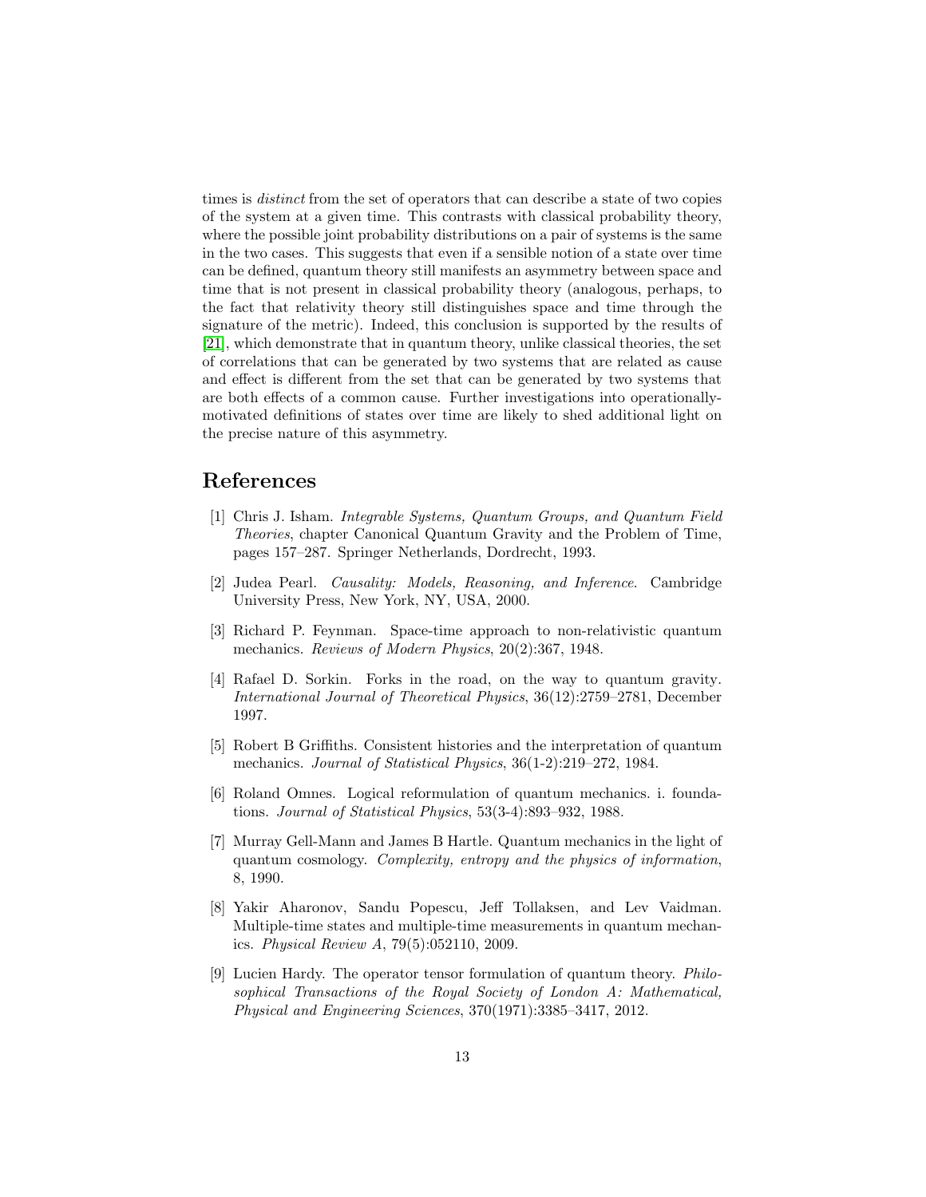times is *distinct* from the set of operators that can describe a state of two copies of the system at a given time. This contrasts with classical probability theory, where the possible joint probability distributions on a pair of systems is the same in the two cases. This suggests that even if a sensible notion of a state over time can be defined, quantum theory still manifests an asymmetry between space and time that is not present in classical probability theory (analogous, perhaps, to the fact that relativity theory still distinguishes space and time through the signature of the metric). Indeed, this conclusion is supported by the results of [21], which demonstrate that in quantum theory, unlike classical theories, the set of correlations that can be generated by two systems that are related as cause and effect is different from the set that can be generated by two systems that are both effects of a common cause. Further investigations into operationally-motivated definitions of states over time are likely to shed additional light on the precise nature of this asymmetry.

## References

[1] Chris J. Isham. *Integrable Systems, Quantum Groups, and Quantum Field Theories*, chapter Canonical Quantum Gravity and the Problem of Time, pages 157–287. Springer Netherlands, Dordrecht, 1993.

[2] Judea Pearl. *Causality: Models, Reasoning, and Inference*. Cambridge University Press, New York, NY, USA, 2000.

[3] Richard P. Feynman. Space-time approach to non-relativistic quantum mechanics. *Reviews of Modern Physics*, 20(2):367, 1948.

[4] Rafael D. Sorkin. Forks in the road, on the way to quantum gravity. *International Journal of Theoretical Physics*, 36(12):2759–2781, December 1997.

[5] Robert B Griffiths. Consistent histories and the interpretation of quantum mechanics. *Journal of Statistical Physics*, 36(1-2):219–272, 1984.

[6] Roland Omnes. Logical reformulation of quantum mechanics. i. foundations. *Journal of Statistical Physics*, 53(3-4):893–932, 1988.

[7] Murray Gell-Mann and James B Hartle. Quantum mechanics in the light of quantum cosmology. *Complexity, entropy and the physics of information*, 8, 1990.

[8] Yakir Aharonov, Sandu Popescu, Jeff Tollaksen, and Lev Vaidman. Multiple-time states and multiple-time measurements in quantum mechanics. *Physical Review A*, 79(5):052110, 2009.

[9] Lucien Hardy. The operator tensor formulation of quantum theory. *Philosophical Transactions of the Royal Society of London A: Mathematical, Physical and Engineering Sciences*, 370(1971):3385–3417, 2012.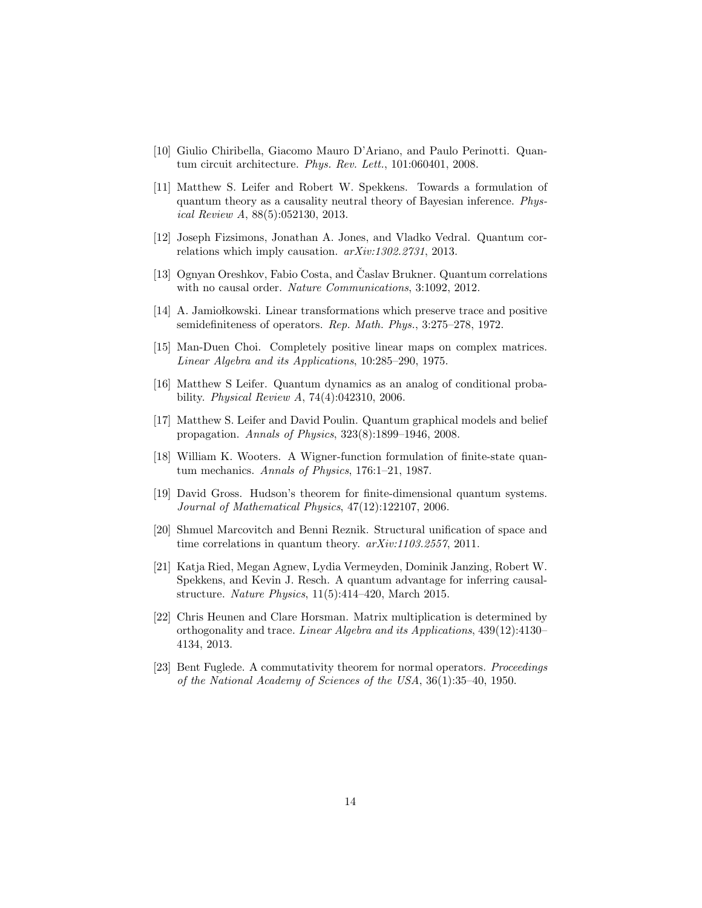[10] Giulio Chiribella, Giacomo Mauro D'Ariano, and Paulo Perinotti. Quantum circuit architecture. *Phys. Rev. Lett.*, 101:060401, 2008.

[11] Matthew S. Leifer and Robert W. Spekkens. Towards a formulation of quantum theory as a causality neutral theory of Bayesian inference. *Physical Review A*, 88(5):052130, 2013.

[12] Joseph Fizsimons, Jonathan A. Jones, and Vladko Vedral. Quantum correlations which imply causation. *arXiv:1302.2731*, 2013.

[13] Ognyan Oreshkov, Fabio Costa, and Časlav Brukner. Quantum correlations with no causal order. *Nature Communications*, 3:1092, 2012.

[14] A. Jamiołkowski. Linear transformations which preserve trace and positive semidefiniteness of operators. *Rep. Math. Phys.*, 3:275–278, 1972.

[15] Man-Duen Choi. Completely positive linear maps on complex matrices. *Linear Algebra and its Applications*, 10:285–290, 1975.

[16] Matthew S Leifer. Quantum dynamics as an analog of conditional probability. *Physical Review A*, 74(4):042310, 2006.

[17] Matthew S. Leifer and David Poulin. Quantum graphical models and belief propagation. *Annals of Physics*, 323(8):1899–1946, 2008.

[18] William K. Wooters. A Wigner-function formulation of finite-state quantum mechanics. *Annals of Physics*, 176:1–21, 1987.

[19] David Gross. Hudson's theorem for finite-dimensional quantum systems. *Journal of Mathematical Physics*, 47(12):122107, 2006.

[20] Shmuel Marcovitch and Benni Reznik. Structural unification of space and time correlations in quantum theory. *arXiv:1103.2557*, 2011.

[21] Katja Ried, Megan Agnew, Lydia Vermeyden, Dominik Janzing, Robert W. Spekkens, and Kevin J. Resch. A quantum advantage for inferring causal-structure. *Nature Physics*, 11(5):414–420, March 2015.

[22] Chris Heunen and Clare Horsman. Matrix multiplication is determined by orthogonality and trace. *Linear Algebra and its Applications*, 439(12):4130–4134, 2013.

[23] Bent Fuglede. A commutativity theorem for normal operators. *Proceedings of the National Academy of Sciences of the USA*, 36(1):35–40, 1950.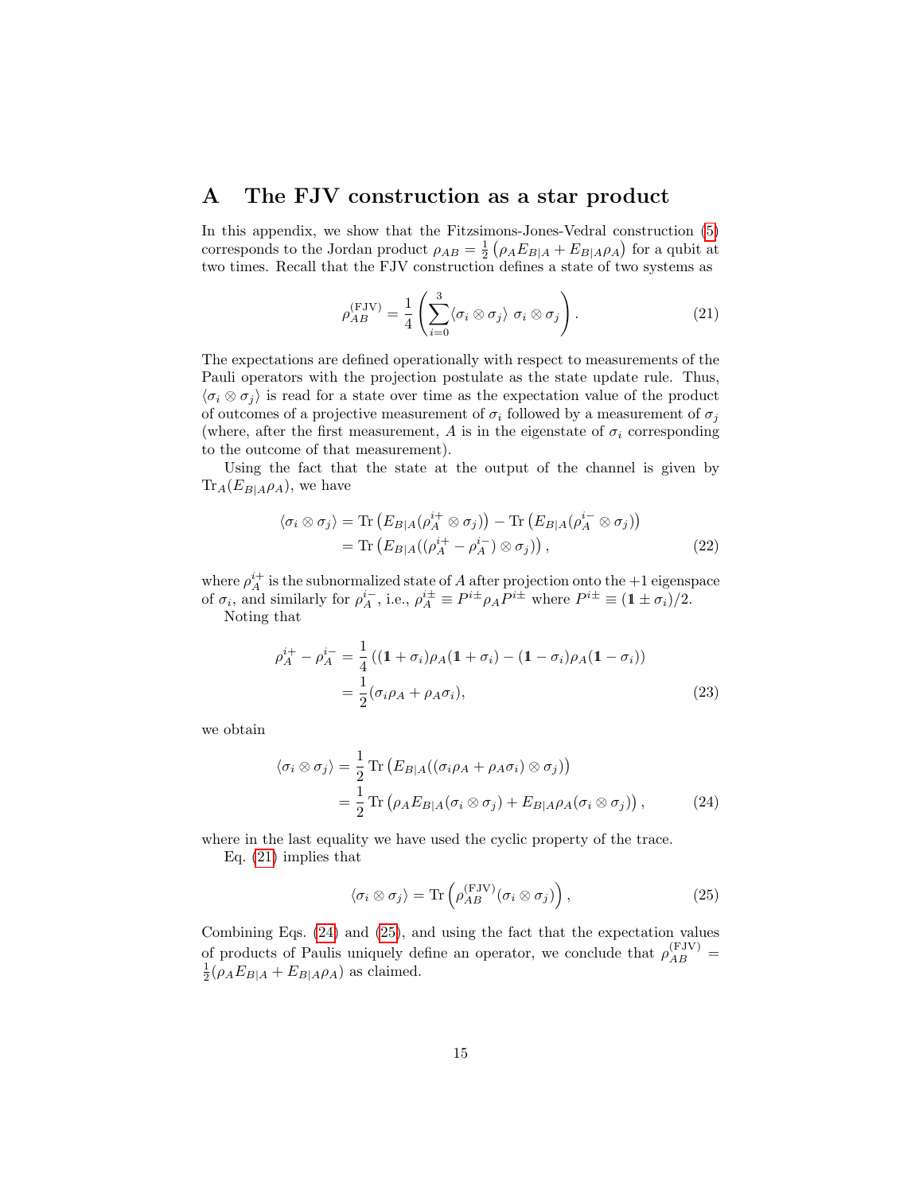# A The FJV construction as a star product

In this appendix, we show that the Fitzsimons-Jones-Vedral construction (5) corresponds to the Jordan product $\rho_{AB} = \frac{1}{2}\left(\rho_A E_{B|A} + E_{B|A}\rho_A\right)$ for a qubit at two times. Recall that the FJV construction defines a state of two systems as

$$\rho_{AB}^{(\mathrm{FJV})} = \frac{1}{4}\left(\sum_{i=0}^{3} \langle \sigma_i \otimes \sigma_j \rangle \; \sigma_i \otimes \sigma_j\right). \tag{21}$$

The expectations are defined operationally with respect to measurements of the Pauli operators with the projection postulate as the state update rule. Thus, $\langle \sigma_i \otimes \sigma_j \rangle$ is read for a state over time as the expectation value of the product of outcomes of a projective measurement of $\sigma_i$ followed by a measurement of $\sigma_j$ (where, after the first measurement, $A$ is in the eigenstate of $\sigma_i$ corresponding to the outcome of that measurement).

Using the fact that the state at the output of the channel is given by $\mathrm{Tr}_A(E_{B|A}\rho_A)$, we have

$$\begin{aligned}
\langle \sigma_i \otimes \sigma_j \rangle &= \mathrm{Tr}\left(E_{B|A}(\rho_A^{i+} \otimes \sigma_j)\right) - \mathrm{Tr}\left(E_{B|A}(\rho_A^{i-} \otimes \sigma_j)\right) \\
&= \mathrm{Tr}\left(E_{B|A}((\rho_A^{i+} - \rho_A^{i-}) \otimes \sigma_j)\right),
\end{aligned} \tag{22}$$

where $\rho_A^{i+}$ is the subnormalized state of $A$ after projection onto the $+1$ eigenspace of $\sigma_i$, and similarly for $\rho_A^{i-}$, i.e., $\rho_A^{i\pm} \equiv P^{i\pm}\rho_A P^{i\pm}$ where $P^{i\pm} \equiv (\mathbb{1} \pm \sigma_i)/2$.

Noting that

$$\begin{aligned}
\rho_A^{i+} - \rho_A^{i-} &= \frac{1}{4}\left((\mathbb{1} + \sigma_i)\rho_A(\mathbb{1} + \sigma_i) - (\mathbb{1} - \sigma_i)\rho_A(\mathbb{1} - \sigma_i)\right) \\
&= \frac{1}{2}(\sigma_i\rho_A + \rho_A\sigma_i),
\end{aligned} \tag{23}$$

we obtain

$$\begin{aligned}
\langle \sigma_i \otimes \sigma_j \rangle &= \frac{1}{2}\,\mathrm{Tr}\left(E_{B|A}((\sigma_i\rho_A + \rho_A\sigma_i) \otimes \sigma_j)\right) \\
&= \frac{1}{2}\,\mathrm{Tr}\left(\rho_A E_{B|A}(\sigma_i \otimes \sigma_j) + E_{B|A}\rho_A(\sigma_i \otimes \sigma_j)\right),
\end{aligned} \tag{24}$$

where in the last equality we have used the cyclic property of the trace.

Eq. (21) implies that

$$\langle \sigma_i \otimes \sigma_j \rangle = \mathrm{Tr}\left(\rho_{AB}^{(\mathrm{FJV})}(\sigma_i \otimes \sigma_j)\right), \tag{25}$$

Combining Eqs. (24) and (25), and using the fact that the expectation values of products of Paulis uniquely define an operator, we conclude that $\rho_{AB}^{(\mathrm{FJV})} = \frac{1}{2}(\rho_A E_{B|A} + E_{B|A}\rho_A)$ as claimed.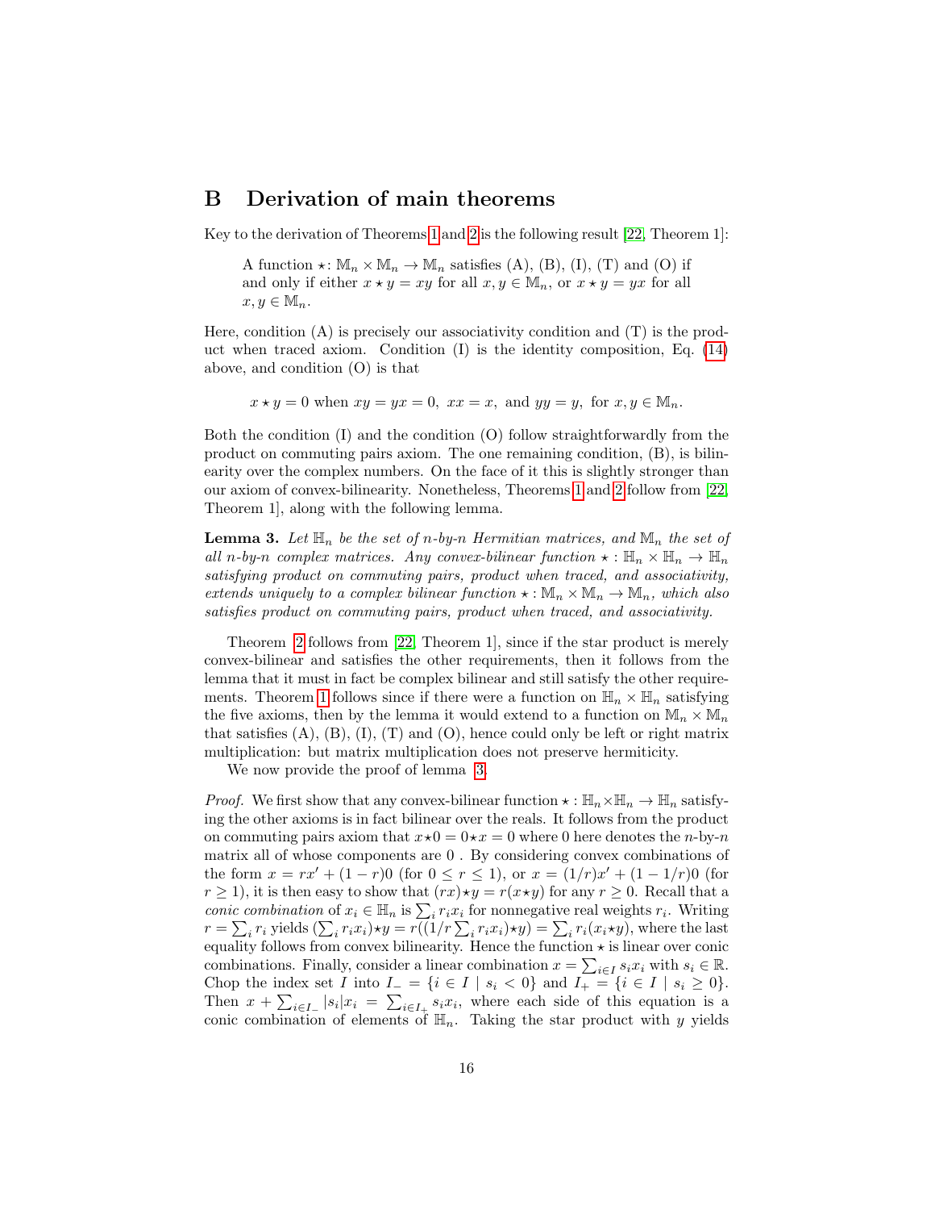## B Derivation of main theorems

Key to the derivation of Theorems 1 and 2 is the following result [22, Theorem 1]:

> A function $\star\colon \mathbb{M}_n \times \mathbb{M}_n \to \mathbb{M}_n$ satisfies (A), (B), (I), (T) and (O) if and only if either $x \star y = xy$ for all $x, y \in \mathbb{M}_n$, or $x \star y = yx$ for all $x, y \in \mathbb{M}_n$.

Here, condition (A) is precisely our associativity condition and (T) is the product when traced axiom. Condition (I) is the identity composition, Eq. (14) above, and condition (O) is that

$$x \star y = 0 \text{ when } xy = yx = 0, \; xx = x, \text{ and } yy = y, \text{ for } x, y \in \mathbb{M}_n.$$

Both the condition (I) and the condition (O) follow straightforwardly from the product on commuting pairs axiom. The one remaining condition, (B), is bilinearity over the complex numbers. On the face of it this is slightly stronger than our axiom of convex-bilinearity. Nonetheless, Theorems 1 and 2 follow from [22, Theorem 1], along with the following lemma.

**Lemma 3.** *Let $\mathbb{H}_n$ be the set of n-by-n Hermitian matrices, and $\mathbb{M}_n$ the set of all n-by-n complex matrices. Any convex-bilinear function $\star : \mathbb{H}_n \times \mathbb{H}_n \to \mathbb{H}_n$ satisfying product on commuting pairs, product when traced, and associativity, extends uniquely to a complex bilinear function $\star : \mathbb{M}_n \times \mathbb{M}_n \to \mathbb{M}_n$, which also satisfies product on commuting pairs, product when traced, and associativity.*

Theorem 2 follows from [22, Theorem 1], since if the star product is merely convex-bilinear and satisfies the other requirements, then it follows from the lemma that it must in fact be complex bilinear and still satisfy the other requirements. Theorem 1 follows since if there were a function on $\mathbb{H}_n \times \mathbb{H}_n$ satisfying the five axioms, then by the lemma it would extend to a function on $\mathbb{M}_n \times \mathbb{M}_n$ that satisfies (A), (B), (I), (T) and (O), hence could only be left or right matrix multiplication: but matrix multiplication does not preserve hermiticity.

We now provide the proof of lemma 3.

*Proof.* We first show that any convex-bilinear function $\star : \mathbb{H}_n \times \mathbb{H}_n \to \mathbb{H}_n$ satisfying the other axioms is in fact bilinear over the reals. It follows from the product on commuting pairs axiom that $x \star 0 = 0 \star x = 0$ where 0 here denotes the $n$-by-$n$ matrix all of whose components are 0 . By considering convex combinations of the form $x = rx' + (1-r)0$ (for $0 \le r \le 1$), or $x = (1/r)x' + (1-1/r)0$ (for $r \ge 1$), it is then easy to show that $(rx) \star y = r(x \star y)$ for any $r \ge 0$. Recall that a *conic combination* of $x_i \in \mathbb{H}_n$ is $\sum_i r_i x_i$ for nonnegative real weights $r_i$. Writing $r = \sum_i r_i$ yields $(\sum_i r_i x_i) \star y = r((1/r \sum_i r_i x_i) \star y) = \sum_i r_i (x_i \star y)$, where the last equality follows from convex bilinearity. Hence the function $\star$ is linear over conic combinations. Finally, consider a linear combination $x = \sum_{i \in I} s_i x_i$ with $s_i \in \mathbb{R}$. Chop the index set $I$ into $I_- = \{i \in I \mid s_i < 0\}$ and $I_+ = \{i \in I \mid s_i \ge 0\}$. Then $x + \sum_{i \in I_-} |s_i| x_i = \sum_{i \in I_+} s_i x_i$, where each side of this equation is a conic combination of elements of $\mathbb{H}_n$. Taking the star product with $y$ yields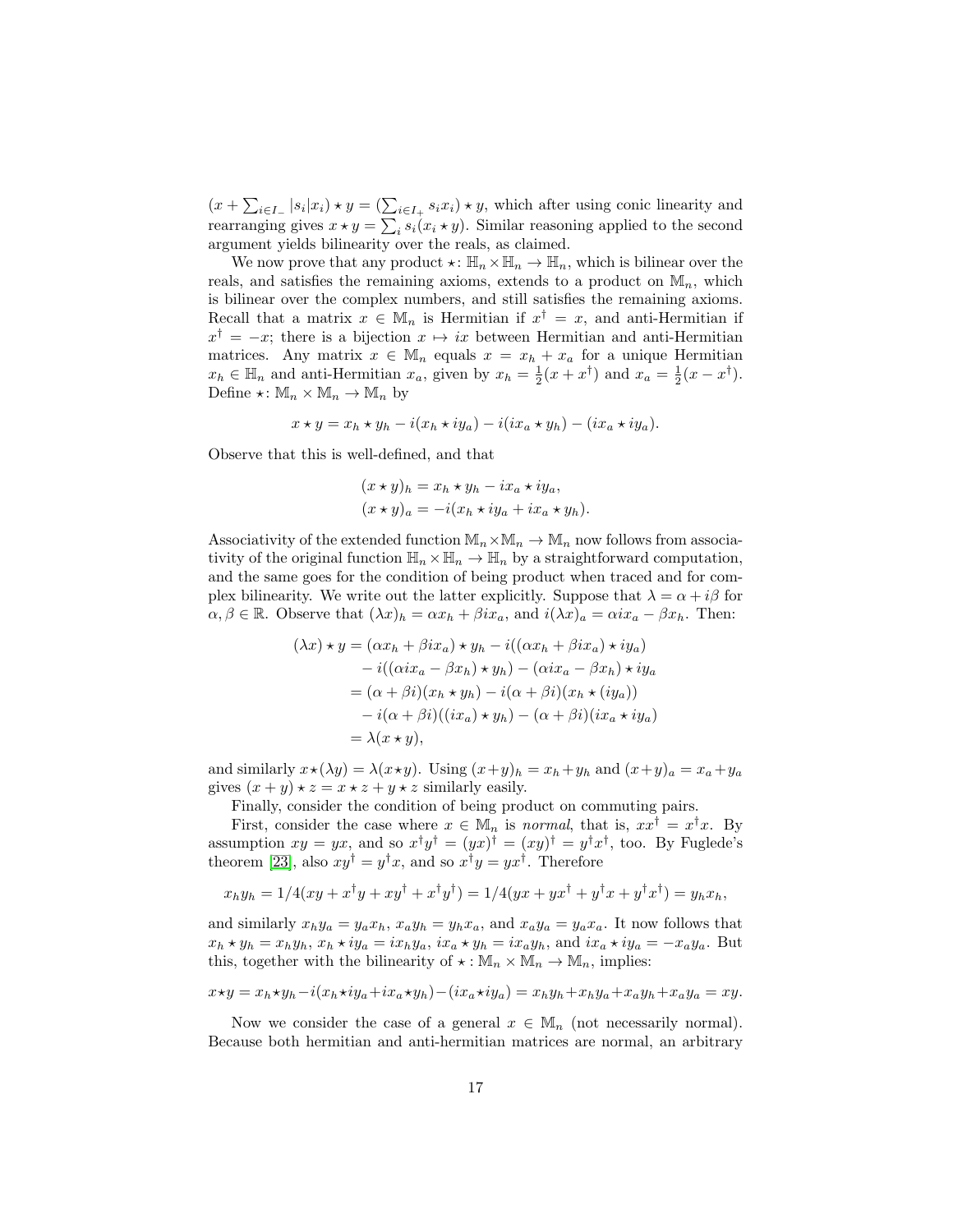$(x + \sum_{i \in I_-} |s_i| x_i) \star y = (\sum_{i \in I_+} s_i x_i) \star y$, which after using conic linearity and rearranging gives $x \star y = \sum_i s_i (x_i \star y)$. Similar reasoning applied to the second argument yields bilinearity over the reals, as claimed.

We now prove that any product $\star\colon \mathbb{H}_n \times \mathbb{H}_n \to \mathbb{H}_n$, which is bilinear over the reals, and satisfies the remaining axioms, extends to a product on $\mathbb{M}_n$, which is bilinear over the complex numbers, and still satisfies the remaining axioms. Recall that a matrix $x \in \mathbb{M}_n$ is Hermitian if $x^\dagger = x$, and anti-Hermitian if $x^\dagger = -x$; there is a bijection $x \mapsto ix$ between Hermitian and anti-Hermitian matrices. Any matrix $x \in \mathbb{M}_n$ equals $x = x_h + x_a$ for a unique Hermitian $x_h \in \mathbb{H}_n$ and anti-Hermitian $x_a$, given by $x_h = \frac{1}{2}(x + x^\dagger)$ and $x_a = \frac{1}{2}(x - x^\dagger)$. Define $\star\colon \mathbb{M}_n \times \mathbb{M}_n \to \mathbb{M}_n$ by

$$x \star y = x_h \star y_h - i(x_h \star iy_a) - i(ix_a \star y_h) - (ix_a \star iy_a).$$

Observe that this is well-defined, and that

$$\begin{aligned}
(x \star y)_h &= x_h \star y_h - ix_a \star iy_a, \\
(x \star y)_a &= -i(x_h \star iy_a + ix_a \star y_h).
\end{aligned}$$

Associativity of the extended function $\mathbb{M}_n \times \mathbb{M}_n \to \mathbb{M}_n$ now follows from associativity of the original function $\mathbb{H}_n \times \mathbb{H}_n \to \mathbb{H}_n$ by a straightforward computation, and the same goes for the condition of being product when traced and for complex bilinearity. We write out the latter explicitly. Suppose that $\lambda = \alpha + i\beta$ for $\alpha, \beta \in \mathbb{R}$. Observe that $(\lambda x)_h = \alpha x_h + \beta i x_a$, and $i(\lambda x)_a = \alpha i x_a - \beta x_h$. Then:

$$\begin{aligned}
(\lambda x) \star y &= (\alpha x_h + \beta i x_a) \star y_h - i((\alpha x_h + \beta i x_a) \star iy_a) \\
&\quad - i((\alpha i x_a - \beta x_h) \star y_h) - (\alpha i x_a - \beta x_h) \star iy_a \\
&= (\alpha + \beta i)(x_h \star y_h) - i(\alpha + \beta i)(x_h \star (iy_a)) \\
&\quad - i(\alpha + \beta i)((ix_a) \star y_h) - (\alpha + \beta i)(ix_a \star iy_a) \\
&= \lambda(x \star y),
\end{aligned}$$

and similarly $x \star (\lambda y) = \lambda(x \star y)$. Using $(x+y)_h = x_h + y_h$ and $(x+y)_a = x_a + y_a$ gives $(x + y) \star z = x \star z + y \star z$ similarly easily.

Finally, consider the condition of being product on commuting pairs.

First, consider the case where $x \in \mathbb{M}_n$ is *normal*, that is, $xx^\dagger = x^\dagger x$. By assumption $xy = yx$, and so $x^\dagger y^\dagger = (yx)^\dagger = (xy)^\dagger = y^\dagger x^\dagger$, too. By Fuglede's theorem [23], also $xy^\dagger = y^\dagger x$, and so $x^\dagger y = yx^\dagger$. Therefore

$$x_h y_h = 1/4(xy + x^\dagger y + xy^\dagger + x^\dagger y^\dagger) = 1/4(yx + yx^\dagger + y^\dagger x + y^\dagger x^\dagger) = y_h x_h,$$

and similarly $x_h y_a = y_a x_h$, $x_a y_h = y_h x_a$, and $x_a y_a = y_a x_a$. It now follows that $x_h \star y_h = x_h y_h$, $x_h \star iy_a = ix_h y_a$, $ix_a \star y_h = ix_a y_h$, and $ix_a \star iy_a = -x_a y_a$. But this, together with the bilinearity of $\star : \mathbb{M}_n \times \mathbb{M}_n \to \mathbb{M}_n$, implies:

$$x \star y = x_h \star y_h - i(x_h \star iy_a + ix_a \star y_h) - (ix_a \star iy_a) = x_h y_h + x_h y_a + x_a y_h + x_a y_a = xy.$$

Now we consider the case of a general $x \in \mathbb{M}_n$ (not necessarily normal). Because both hermitian and anti-hermitian matrices are normal, an arbitrary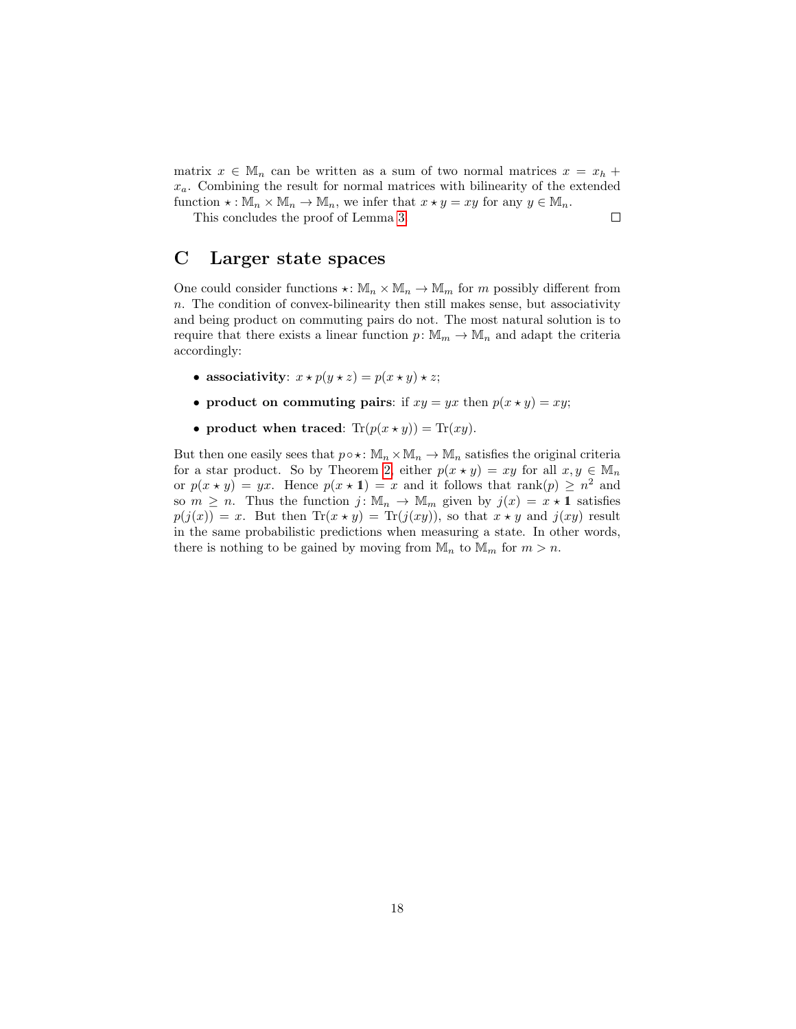matrix $x \in \mathbb{M}_n$ can be written as a sum of two normal matrices $x = x_h + x_a$. Combining the result for normal matrices with bilinearity of the extended function $\star : \mathbb{M}_n \times \mathbb{M}_n \to \mathbb{M}_n$, we infer that $x \star y = xy$ for any $y \in \mathbb{M}_n$.

This concludes the proof of Lemma 3. □

## C Larger state spaces

One could consider functions $\star \colon \mathbb{M}_n \times \mathbb{M}_n \to \mathbb{M}_m$ for $m$ possibly different from $n$. The condition of convex-bilinearity then still makes sense, but associativity and being product on commuting pairs do not. The most natural solution is to require that there exists a linear function $p \colon \mathbb{M}_m \to \mathbb{M}_n$ and adapt the criteria accordingly:

- **associativity**: $x \star p(y \star z) = p(x \star y) \star z$;
- **product on commuting pairs**: if $xy = yx$ then $p(x \star y) = xy$;
- **product when traced**: $\mathrm{Tr}(p(x \star y)) = \mathrm{Tr}(xy)$.

But then one easily sees that $p \circ \star \colon \mathbb{M}_n \times \mathbb{M}_n \to \mathbb{M}_n$ satisfies the original criteria for a star product. So by Theorem 2, either $p(x \star y) = xy$ for all $x, y \in \mathbb{M}_n$ or $p(x \star y) = yx$. Hence $p(x \star \mathbb{1}) = x$ and it follows that $\mathrm{rank}(p) \geq n^2$ and so $m \geq n$. Thus the function $j \colon \mathbb{M}_n \to \mathbb{M}_m$ given by $j(x) = x \star \mathbb{1}$ satisfies $p(j(x)) = x$. But then $\mathrm{Tr}(x \star y) = \mathrm{Tr}(j(xy))$, so that $x \star y$ and $j(xy)$ result in the same probabilistic predictions when measuring a state. In other words, there is nothing to be gained by moving from $\mathbb{M}_n$ to $\mathbb{M}_m$ for $m > n$.